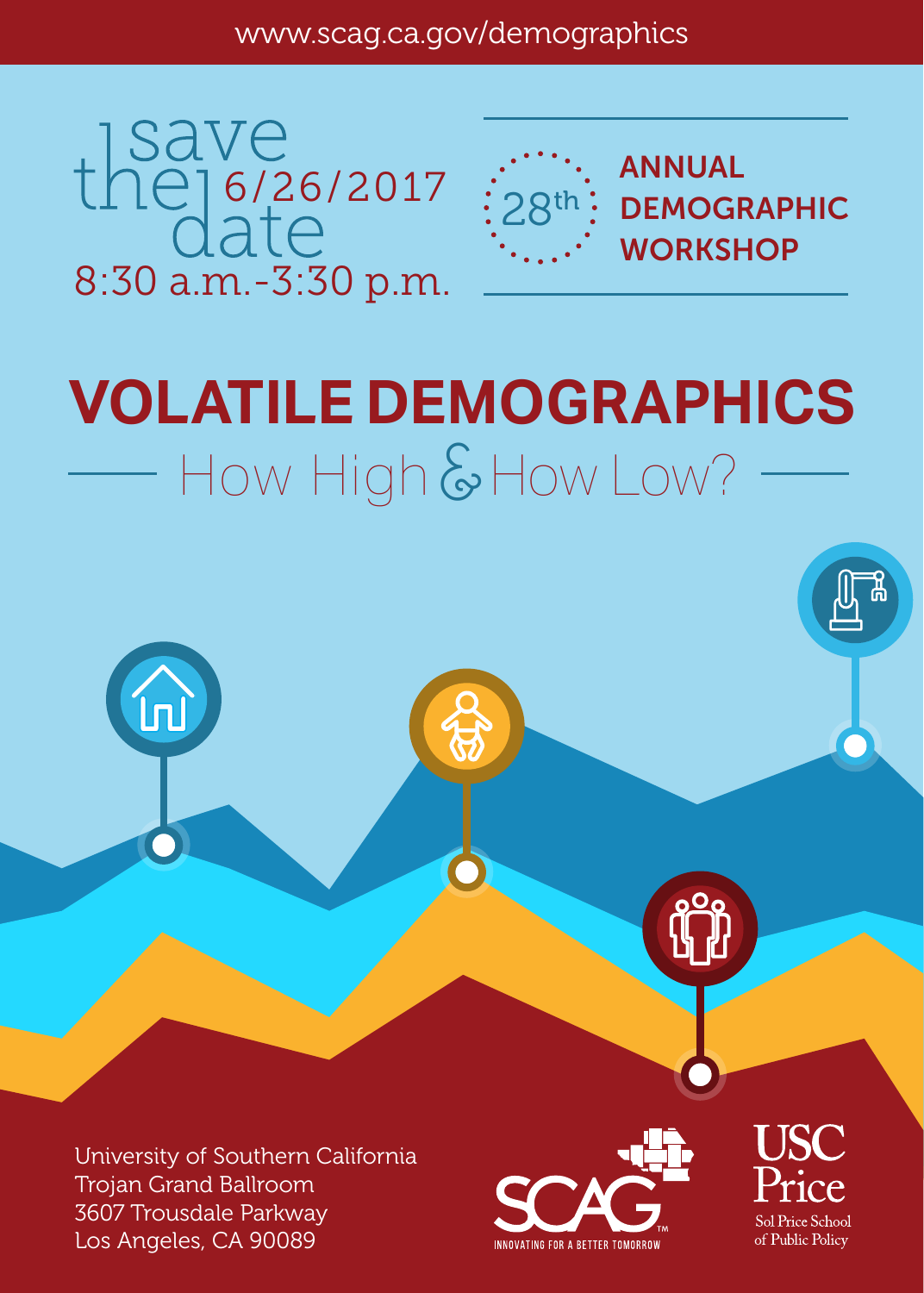www.scag.ca.gov/demographics

# save the date

6/26/2017

8:30 a.m.-3:30 p.m.

28th ANNUAL DEMOGRAPHIC WORKSHOP

# VOLATILE DEMOGRAPHICS

## How High & How Low?

University of Southern California
Trojan Grand Ballroom
3607 Trousdale Parkway
Los Angeles, CA 90089

SCAG™ INNOVATING FOR A BETTER TOMORROW

USC Price Sol Price School of Public Policy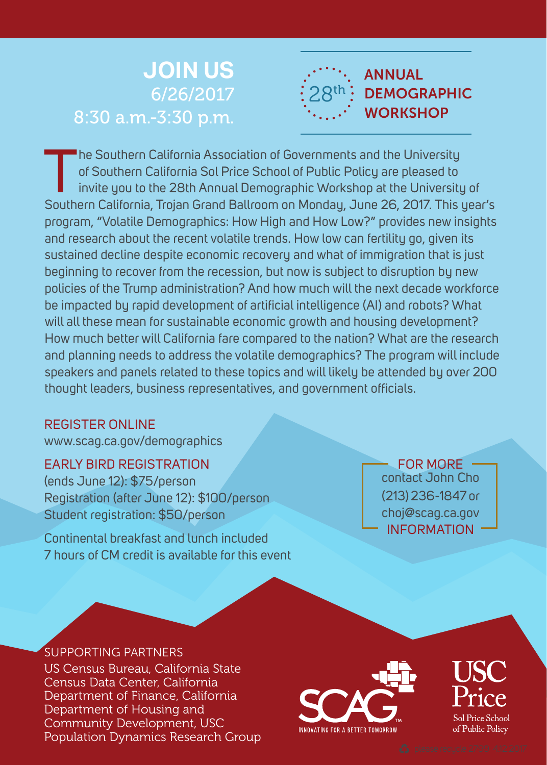# JOIN US

6/26/2017

8:30 a.m.-3:30 p.m.

## 28th ANNUAL DEMOGRAPHIC WORKSHOP

The Southern California Association of Governments and the University of Southern California Sol Price School of Public Policy are pleased to invite you to the 28th Annual Demographic Workshop at the University of Southern California, Trojan Grand Ballroom on Monday, June 26, 2017. This year's program, "Volatile Demographics: How High and How Low?" provides new insights and research about the recent volatile trends. How low can fertility go, given its sustained decline despite economic recovery and what of immigration that is just beginning to recover from the recession, but now is subject to disruption by new policies of the Trump administration? And how much will the next decade workforce be impacted by rapid development of artificial intelligence (AI) and robots? What will all these mean for sustainable economic growth and housing development? How much better will California fare compared to the nation? What are the research and planning needs to address the volatile demographics? The program will include speakers and panels related to these topics and will likely be attended by over 200 thought leaders, business representatives, and government officials.

REGISTER ONLINE

www.scag.ca.gov/demographics

EARLY BIRD REGISTRATION

(ends June 12): $75/person

Registration (after June 12): $100/person

Student registration: $50/person

Continental breakfast and lunch included

7 hours of CM credit is available for this event

FOR MORE INFORMATION

contact John Cho

(213) 236-1847 or

choj@scag.ca.gov

SUPPORTING PARTNERS

US Census Bureau, California State Census Data Center, California Department of Finance, California Department of Housing and Community Development, USC Population Dynamics Research Group

SCAG — INNOVATING FOR A BETTER TOMORROW

USC Price — Sol Price School of Public Policy